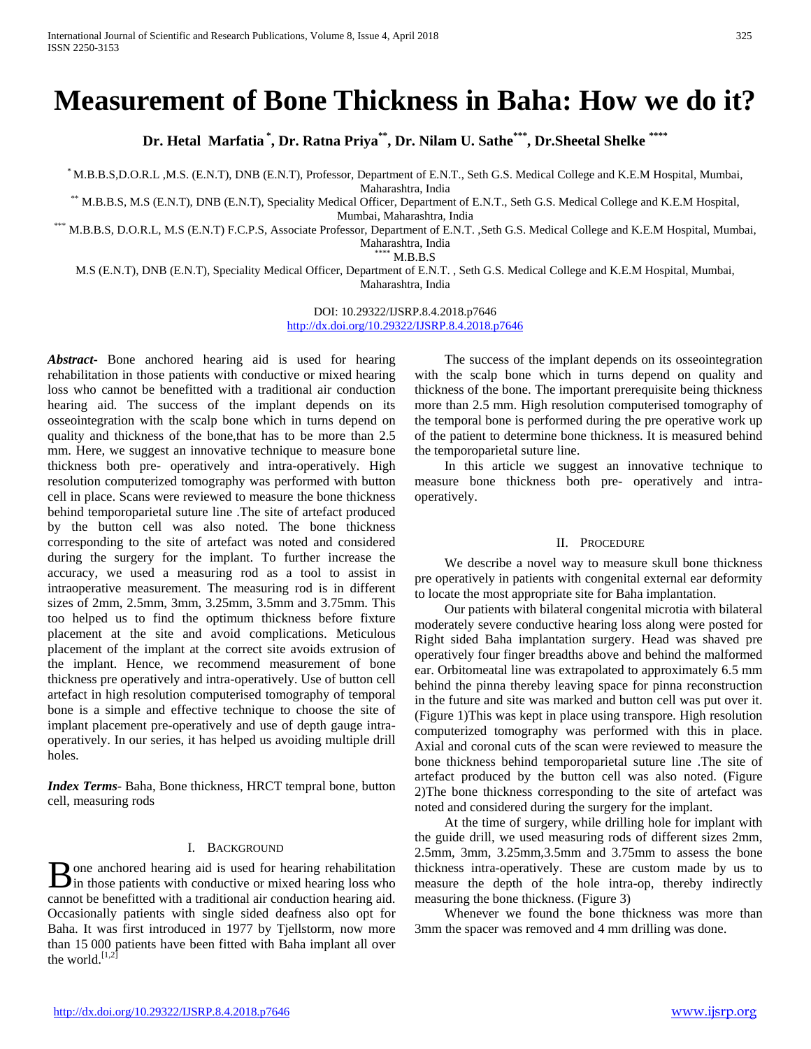# Measurement of Bone Thickness in Baha: How we do it?

**Dr. Hetal Marfatia [*], Dr. Ratna Priya[**], Dr. Nilam U. Sathe[***], Dr.Sheetal Shelke [****]**

[*] M.B.B.S,D.O.R.L ,M.S. (E.N.T), DNB (E.N.T), Professor, Department of E.N.T., Seth G.S. Medical College and K.E.M Hospital, Mumbai, Maharashtra, India

[**] M.B.B.S, M.S (E.N.T), DNB (E.N.T), Speciality Medical Officer, Department of E.N.T., Seth G.S. Medical College and K.E.M Hospital, Mumbai, Maharashtra, India

[***] M.B.B.S, D.O.R.L, M.S (E.N.T) F.C.P.S, Associate Professor, Department of E.N.T. ,Seth G.S. Medical College and K.E.M Hospital, Mumbai, Maharashtra, India

[****] M.B.B.S

M.S (E.N.T), DNB (E.N.T), Speciality Medical Officer, Department of E.N.T. , Seth G.S. Medical College and K.E.M Hospital, Mumbai, Maharashtra, India

DOI: 10.29322/IJSRP.8.4.2018.p7646
http://dx.doi.org/10.29322/IJSRP.8.4.2018.p7646

***Abstract*****-** Bone anchored hearing aid is used for hearing rehabilitation in those patients with conductive or mixed hearing loss who cannot be benefitted with a traditional air conduction hearing aid. The success of the implant depends on its osseointegration with the scalp bone which in turns depend on quality and thickness of the bone,that has to be more than 2.5 mm. Here, we suggest an innovative technique to measure bone thickness both pre- operatively and intra-operatively. High resolution computerized tomography was performed with button cell in place. Scans were reviewed to measure the bone thickness behind temporoparietal suture line .The site of artefact produced by the button cell was also noted. The bone thickness corresponding to the site of artefact was noted and considered during the surgery for the implant. To further increase the accuracy, we used a measuring rod as a tool to assist in intraoperative measurement. The measuring rod is in different sizes of 2mm, 2.5mm, 3mm, 3.25mm, 3.5mm and 3.75mm. This too helped us to find the optimum thickness before fixture placement at the site and avoid complications. Meticulous placement of the implant at the correct site avoids extrusion of the implant. Hence, we recommend measurement of bone thickness pre operatively and intra-operatively. Use of button cell artefact in high resolution computerised tomography of temporal bone is a simple and effective technique to choose the site of implant placement pre-operatively and use of depth gauge intra-operatively. In our series, it has helped us avoiding multiple drill holes.

***Index Terms***- Baha, Bone thickness, HRCT tempral bone, button cell, measuring rods

## I. Background

Bone anchored hearing aid is used for hearing rehabilitation in those patients with conductive or mixed hearing loss who cannot be benefitted with a traditional air conduction hearing aid. Occasionally patients with single sided deafness also opt for Baha. It was first introduced in 1977 by Tjellstorm, now more than 15 000 patients have been fitted with Baha implant all over the world.[1,2]

The success of the implant depends on its osseointegration with the scalp bone which in turns depend on quality and thickness of the bone. The important prerequisite being thickness more than 2.5 mm. High resolution computerised tomography of the temporal bone is performed during the pre operative work up of the patient to determine bone thickness. It is measured behind the temporoparietal suture line.

In this article we suggest an innovative technique to measure bone thickness both pre- operatively and intra-operatively.

## II. Procedure

We describe a novel way to measure skull bone thickness pre operatively in patients with congenital external ear deformity to locate the most appropriate site for Baha implantation.

Our patients with bilateral congenital microtia with bilateral moderately severe conductive hearing loss along were posted for Right sided Baha implantation surgery. Head was shaved pre operatively four finger breadths above and behind the malformed ear. Orbitomeatal line was extrapolated to approximately 6.5 mm behind the pinna thereby leaving space for pinna reconstruction in the future and site was marked and button cell was put over it. (Figure 1)This was kept in place using transpore. High resolution computerized tomography was performed with this in place. Axial and coronal cuts of the scan were reviewed to measure the bone thickness behind temporoparietal suture line .The site of artefact produced by the button cell was also noted. (Figure 2)The bone thickness corresponding to the site of artefact was noted and considered during the surgery for the implant.

At the time of surgery, while drilling hole for implant with the guide drill, we used measuring rods of different sizes 2mm, 2.5mm, 3mm, 3.25mm,3.5mm and 3.75mm to assess the bone thickness intra-operatively. These are custom made by us to measure the depth of the hole intra-op, thereby indirectly measuring the bone thickness. (Figure 3)

Whenever we found the bone thickness was more than 3mm the spacer was removed and 4 mm drilling was done.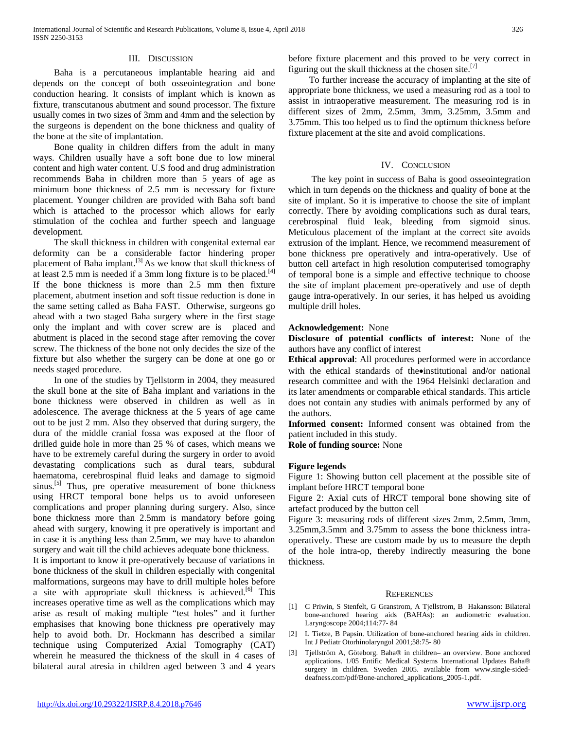## III. Discussion

Baha is a percutaneous implantable hearing aid and depends on the concept of both osseointegration and bone conduction hearing. It consists of implant which is known as fixture, transcutanous abutment and sound processor. The fixture usually comes in two sizes of 3mm and 4mm and the selection by the surgeons is dependent on the bone thickness and quality of the bone at the site of implantation.

Bone quality in children differs from the adult in many ways. Children usually have a soft bone due to low mineral content and high water content. U.S food and drug administration recommends Baha in children more than 5 years of age as minimum bone thickness of 2.5 mm is necessary for fixture placement. Younger children are provided with Baha soft band which is attached to the processor which allows for early stimulation of the cochlea and further speech and language development.

The skull thickness in children with congenital external ear deformity can be a considerable factor hindering proper placement of Baha implant.[3] As we know that skull thickness of at least 2.5 mm is needed if a 3mm long fixture is to be placed.[4] If the bone thickness is more than 2.5 mm then fixture placement, abutment insetion and soft tissue reduction is done in the same setting called as Baha FAST. Otherwise, surgeons go ahead with a two staged Baha surgery where in the first stage only the implant and with cover screw are is placed and abutment is placed in the second stage after removing the cover screw. The thickness of the bone not only decides the size of the fixture but also whether the surgery can be done at one go or needs staged procedure.

In one of the studies by Tjellstorm in 2004, they measured the skull bone at the site of Baha implant and variations in the bone thickness were observed in children as well as in adolescence. The average thickness at the 5 years of age came out to be just 2 mm. Also they observed that during surgery, the dura of the middle cranial fossa was exposed at the floor of drilled guide hole in more than 25 % of cases, which means we have to be extremely careful during the surgery in order to avoid devastating complications such as dural tears, subdural haematoma, cerebrospinal fluid leaks and damage to sigmoid sinus.[5] Thus, pre operative measurement of bone thickness using HRCT temporal bone helps us to avoid unforeseen complications and proper planning during surgery. Also, since bone thickness more than 2.5mm is mandatory before going ahead with surgery, knowing it pre operatively is important and in case it is anything less than 2.5mm, we may have to abandon surgery and wait till the child achieves adequate bone thickness.

It is important to know it pre-operatively because of variations in bone thickness of the skull in children especially with congenital malformations, surgeons may have to drill multiple holes before a site with appropriate skull thickness is achieved.[6] This increases operative time as well as the complications which may arise as result of making multiple "test holes" and it further emphasises that knowing bone thickness pre operatively may help to avoid both. Dr. Hockmann has described a similar technique using Computerized Axial Tomography (CAT) wherein he measured the thickness of the skull in 4 cases of bilateral aural atresia in children aged between 3 and 4 years before fixture placement and this proved to be very correct in figuring out the skull thickness at the chosen site.[7]

To further increase the accuracy of implanting at the site of appropriate bone thickness, we used a measuring rod as a tool to assist in intraoperative measurement. The measuring rod is in different sizes of 2mm, 2.5mm, 3mm, 3.25mm, 3.5mm and 3.75mm. This too helped us to find the optimum thickness before fixture placement at the site and avoid complications.

## IV. Conclusion

The key point in success of Baha is good osseointegration which in turn depends on the thickness and quality of bone at the site of implant. So it is imperative to choose the site of implant correctly. There by avoiding complications such as dural tears, cerebrospinal fluid leak, bleeding from sigmoid sinus. Meticulous placement of the implant at the correct site avoids extrusion of the implant. Hence, we recommend measurement of bone thickness pre operatively and intra-operatively. Use of button cell artefact in high resolution computerised tomography of temporal bone is a simple and effective technique to choose the site of implant placement pre-operatively and use of depth gauge intra-operatively. In our series, it has helped us avoiding multiple drill holes.

**Acknowledgement:** None

**Disclosure of potential conflicts of interest:** None of the authors have any conflict of interest

**Ethical approval**: All procedures performed were in accordance with the ethical standards of the•institutional and/or national research committee and with the 1964 Helsinki declaration and its later amendments or comparable ethical standards. This article does not contain any studies with animals performed by any of the authors.

**Informed consent:** Informed consent was obtained from the patient included in this study.

**Role of funding source:** None

**Figure legends**

Figure 1: Showing button cell placement at the possible site of implant before HRCT temporal bone

Figure 2: Axial cuts of HRCT temporal bone showing site of artefact produced by the button cell

Figure 3: measuring rods of different sizes 2mm, 2.5mm, 3mm, 3.25mm,3.5mm and 3.75mm to assess the bone thickness intra-operatively. These are custom made by us to measure the depth of the hole intra-op, thereby indirectly measuring the bone thickness.

## References

[1] C Priwin, S Stenfelt, G Granstrom, A Tjellstrom, B Hakansson: Bilateral bone-anchored hearing aids (BAHAs): an audiometric evaluation. Laryngoscope 2004;114:77- 84

[2] L Tietze, B Papsin. Utilization of bone-anchored hearing aids in children. Int J Pediatr Otorhinolaryngol 2001;58:75- 80

[3] Tjellström A, Göteborg. Baha® in children– an overview. Bone anchored applications. 1/05 Entific Medical Systems International Updates Baha® surgery in children. Sweden 2005. available from www.single-sided-deafness.com/pdf/Bone-anchored_applications_2005-1.pdf.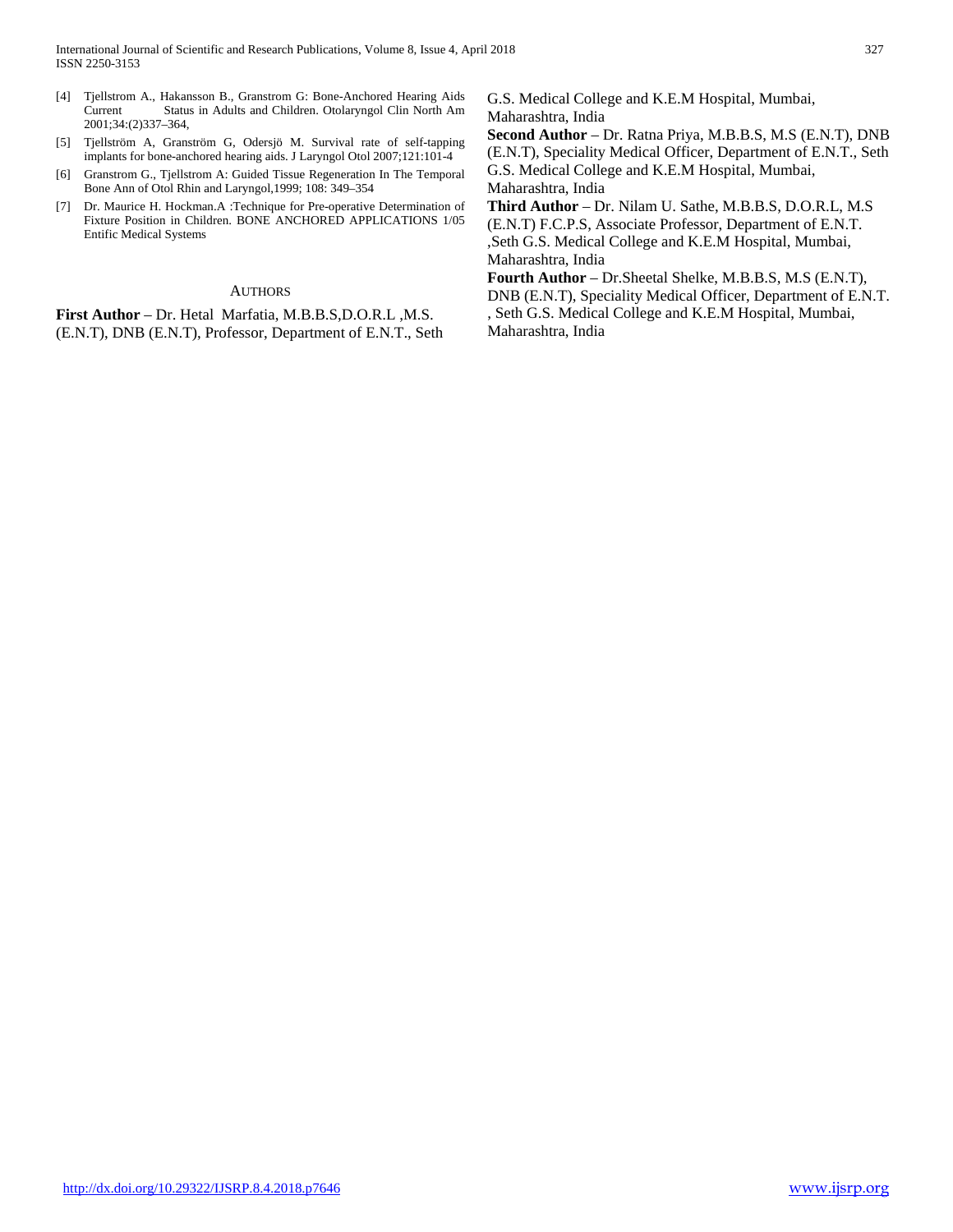[4] Tjellstrom A., Hakansson B., Granstrom G: Bone-Anchored Hearing Aids Current Status in Adults and Children. Otolaryngol Clin North Am 2001;34:(2)337–364,

[5] Tjellström A, Granström G, Odersjö M. Survival rate of self-tapping implants for bone-anchored hearing aids. J Laryngol Otol 2007;121:101-4

[6] Granstrom G., Tjellstrom A: Guided Tissue Regeneration In The Temporal Bone Ann of Otol Rhin and Laryngol,1999; 108: 349–354

[7] Dr. Maurice H. Hockman.A :Technique for Pre-operative Determination of Fixture Position in Children. BONE ANCHORED APPLICATIONS 1/05 Entific Medical Systems

## AUTHORS

**First Author** – Dr. Hetal Marfatia, M.B.B.S,D.O.R.L ,M.S. (E.N.T), DNB (E.N.T), Professor, Department of E.N.T., Seth G.S. Medical College and K.E.M Hospital, Mumbai, Maharashtra, India

**Second Author** – Dr. Ratna Priya, M.B.B.S, M.S (E.N.T), DNB (E.N.T), Speciality Medical Officer, Department of E.N.T., Seth G.S. Medical College and K.E.M Hospital, Mumbai, Maharashtra, India

**Third Author** – Dr. Nilam U. Sathe, M.B.B.S, D.O.R.L, M.S (E.N.T) F.C.P.S, Associate Professor, Department of E.N.T. ,Seth G.S. Medical College and K.E.M Hospital, Mumbai, Maharashtra, India

**Fourth Author** – Dr.Sheetal Shelke, M.B.B.S, M.S (E.N.T), DNB (E.N.T), Speciality Medical Officer, Department of E.N.T. , Seth G.S. Medical College and K.E.M Hospital, Mumbai, Maharashtra, India